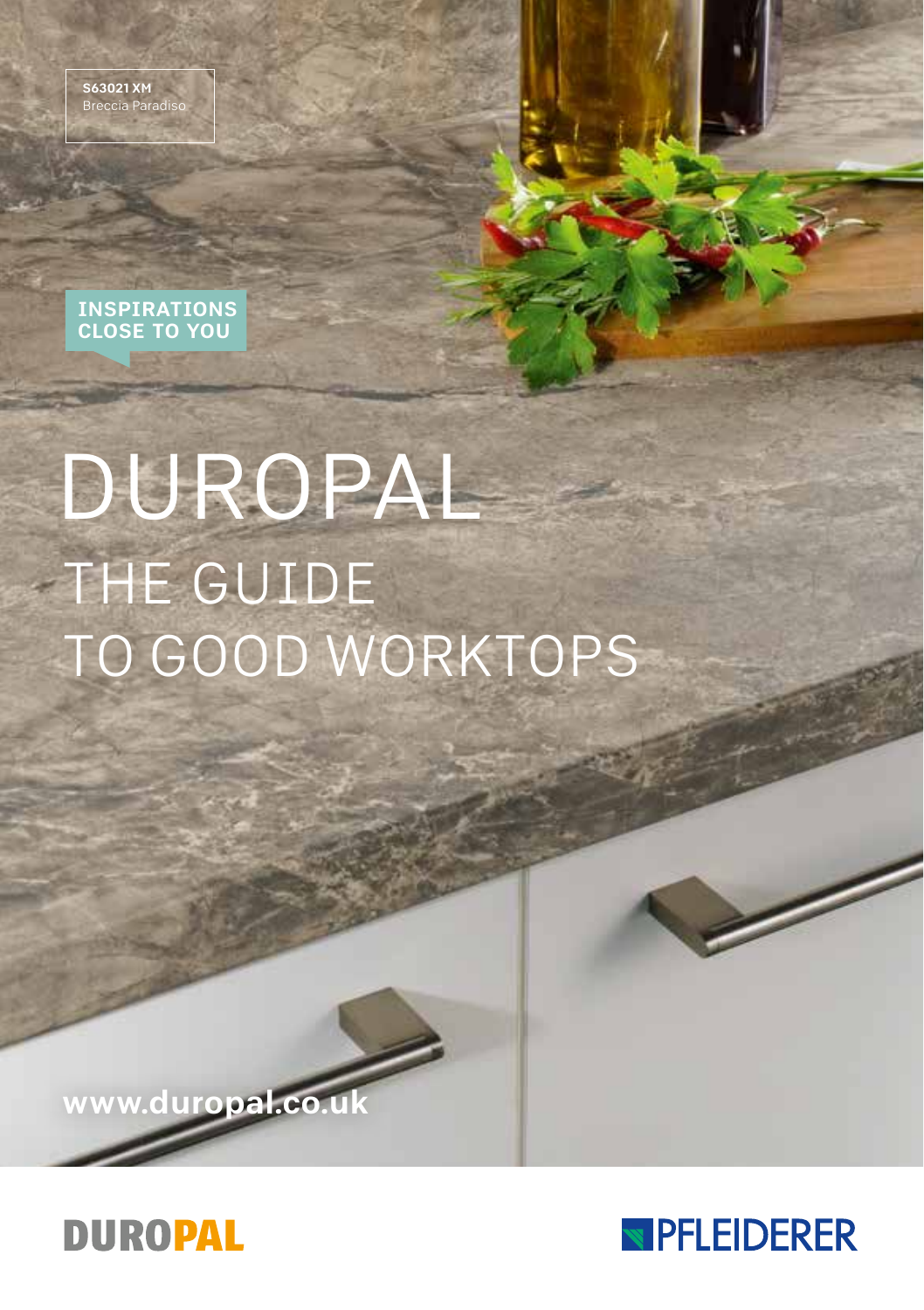**S63021 XM**
Breccia Paradiso

**INSPIRATIONS CLOSE TO YOU**

# DUROPAL

## THE GUIDE TO GOOD WORKTOPS

**www.duropal.co.uk**

DUROPAL

PFLEIDERER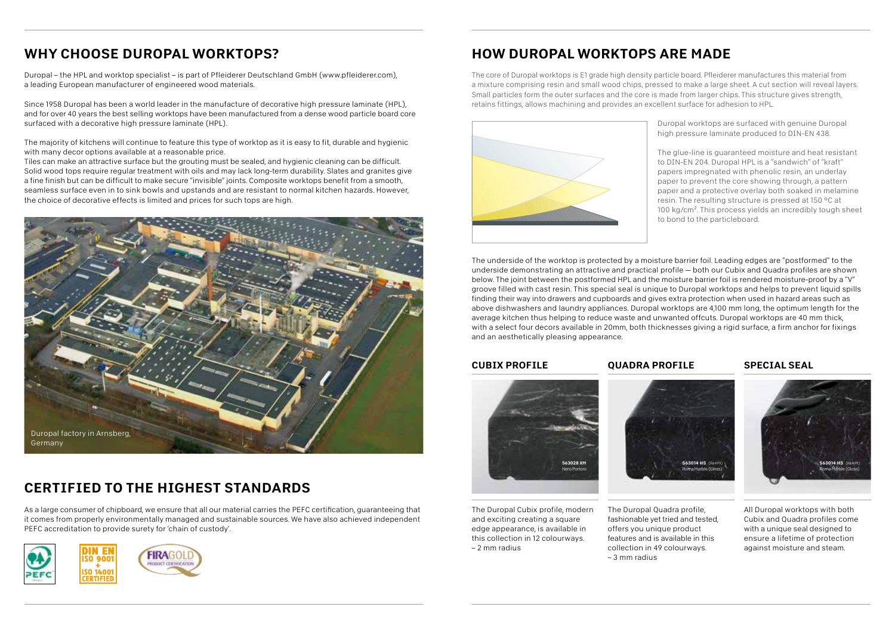## WHY CHOOSE DUROPAL WORKTOPS?

Duropal – the HPL and worktop specialist – is part of Pfleiderer Deutschland GmbH (www.pfleiderer.com), a leading European manufacturer of engineered wood materials.

Since 1958 Duropal has been a world leader in the manufacture of decorative high pressure laminate (HPL), and for over 40 years the best selling worktops have been manufactured from a dense wood particle board core surfaced with a decorative high pressure laminate (HPL).

The majority of kitchens will continue to feature this type of worktop as it is easy to fit, durable and hygienic with many decor options available at a reasonable price.

Tiles can make an attractive surface but the grouting must be sealed, and hygienic cleaning can be difficult. Solid wood tops require regular treatment with oils and may lack long-term durability. Slates and granites give a fine finish but can be difficult to make secure "invisible" joints. Composite worktops benefit from a smooth, seamless surface even in to sink bowls and upstands and are resistant to normal kitchen hazards. However, the choice of decorative effects is limited and prices for such tops are high.

Duropal factory in Arnsberg, Germany

## CERTIFIED TO THE HIGHEST STANDARDS

As a large consumer of chipboard, we ensure that all our material carries the PEFC certification, guaranteeing that it comes from properly environmentally managed and sustainable sources. We have also achieved independent PEFC accreditation to provide surety for 'chain of custody'.

## HOW DUROPAL WORKTOPS ARE MADE

The core of Duropal worktops is E1 grade high density particle board. Pfleiderer manufactures this material from a mixture comprising resin and small wood chips, pressed to make a large sheet. A cut section will reveal layers. Small particles form the outer surfaces and the core is made from larger chips. This structure gives strength, retains fittings, allows machining and provides an excellent surface for adhesion to HPL.

Duropal worktops are surfaced with genuine Duropal high pressure laminate produced to DIN-EN 438.

The glue-line is guaranteed moisture and heat resistant to DIN-EN 204. Duropal HPL is a "sandwich" of "kraft" papers impregnated with phenolic resin, an underlay paper to prevent the core showing through, a pattern paper and a protective overlay both soaked in melamine resin. The resulting structure is pressed at 150 °C at 100 kg/cm². This process yields an incredibly tough sheet to bond to the particleboard.

The underside of the worktop is protected by a moisture barrier foil. Leading edges are "postformed" to the underside demonstrating an attractive and practical profile — both our Cubix and Quadra profiles are shown below. The joint between the postformed HPL and the moisture barrier foil is rendered moisture-proof by a "V" groove filled with cast resin. This special seal is unique to Duropal worktops and helps to prevent liquid spills finding their way into drawers and cupboards and gives extra protection when used in hazard areas such as above dishwashers and laundry appliances. Duropal worktops are 4,100 mm long, the optimum length for the average kitchen thus helping to reduce waste and unwanted offcuts. Duropal worktops are 40 mm thick, with a select four decors available in 20mm, both thicknesses giving a rigid surface, a firm anchor for fixings and an aesthetically pleasing appearance.

### CUBIX PROFILE

S63028 XM Nero Portoro

The Duropal Cubix profile, modern and exciting creating a square edge appearance, is available in this collection in 12 colourways. – 2 mm radius

### QUADRA PROFILE

S63014 HS (R6499) Roma Marble (Gloss)

The Duropal Quadra profile, fashionable yet tried and tested, offers you unique product features and is available in this collection in 49 colourways. – 3 mm radius

### SPECIAL SEAL

S63014 HS (R6499) Roma Marble (Gloss)

All Duropal worktops with both Cubix and Quadra profiles come with a unique seal designed to ensure a lifetime of protection against moisture and steam.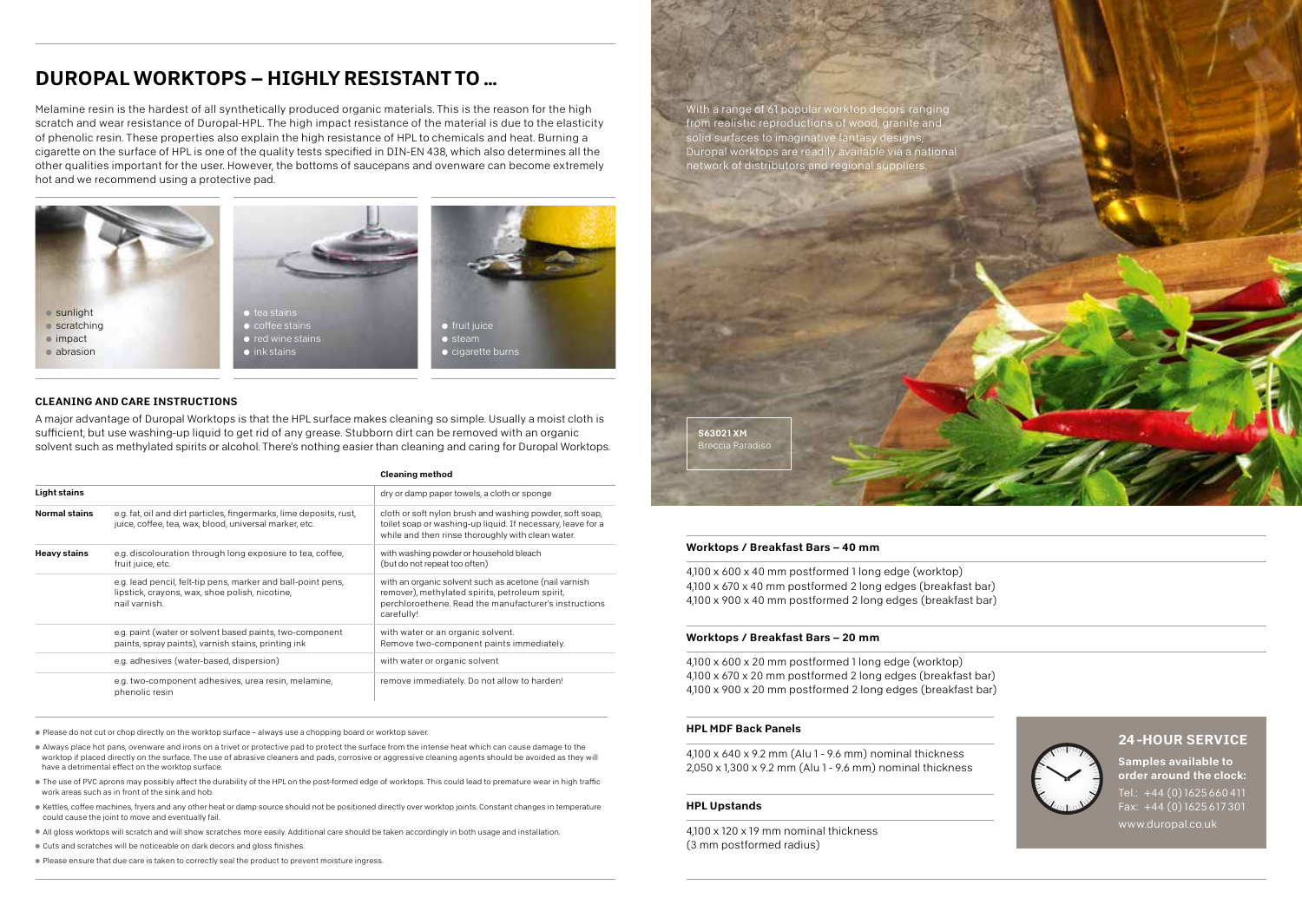# DUROPAL WORKTOPS – HIGHLY RESISTANT TO …

Melamine resin is the hardest of all synthetically produced organic materials. This is the reason for the high scratch and wear resistance of Duropal-HPL. The high impact resistance of the material is due to the elasticity of phenolic resin. These properties also explain the high resistance of HPL to chemicals and heat. Burning a cigarette on the surface of HPL is one of the quality tests specified in DIN-EN 438, which also determines all the other qualities important for the user. However, the bottoms of saucepans and ovenware can become extremely hot and we recommend using a protective pad.

- sunlight
- scratching
- impact
- abrasion

- tea stains
- coffee stains
- red wine stains
- ink stains

- fruit juice
- steam
- cigarette burns

### CLEANING AND CARE INSTRUCTIONS

A major advantage of Duropal Worktops is that the HPL surface makes cleaning so simple. Usually a moist cloth is sufficient, but use washing-up liquid to get rid of any grease. Stubborn dirt can be removed with an organic solvent such as methylated spirits or alcohol. There's nothing easier than cleaning and caring for Duropal Worktops.

| | | Cleaning method |
|---|---|---|
| **Light stains** | | dry or damp paper towels, a cloth or sponge |
| **Normal stains** | e.g. fat, oil and dirt particles, fingermarks, lime deposits, rust, juice, coffee, tea, wax, blood, universal marker, etc. | cloth or soft nylon brush and washing powder, soft soap, toilet soap or washing-up liquid. If necessary, leave for a while and then rinse thoroughly with clean water. |
| **Heavy stains** | e.g. discolouration through long exposure to tea, coffee, fruit juice, etc. | with washing powder or household bleach (but do not repeat too often) |
| | e.g. lead pencil, felt-tip pens, marker and ball-point pens, lipstick, crayons, wax, shoe polish, nicotine, nail varnish. | with an organic solvent such as acetone (nail varnish remover), methylated spirits, petroleum spirit, perchloroethene. Read the manufacturer's instructions carefully! |
| | e.g. paint (water or solvent based paints, two-component paints, spray paints), varnish stains, printing ink | with water or an organic solvent. Remove two-component paints immediately. |
| | e.g. adhesives (water-based, dispersion) | with water or organic solvent |
| | e.g. two-component adhesives, urea resin, melamine, phenolic resin | remove immediately. Do not allow to harden! |

- Please do not cut or chop directly on the worktop surface – always use a chopping board or worktop saver.
- Always place hot pans, ovenware and irons on a trivet or protective pad to protect the surface from the intense heat which can cause damage to the worktop if placed directly on the surface. The use of abrasive cleaners and pads, corrosive or aggressive cleaning agents should be avoided as they will have a detrimental effect on the worktop surface.
- The use of PVC aprons may possibly affect the durability of the HPL on the post-formed edge of worktops. This could lead to premature wear in high traffic work areas such as in front of the sink and hob.
- Kettles, coffee machines, fryers and any other heat or damp source should not be positioned directly over worktop joints. Constant changes in temperature could cause the joint to move and eventually fail.
- All gloss worktops will scratch and will show scratches more easily. Additional care should be taken accordingly in both usage and installation.
- Cuts and scratches will be noticeable on dark decors and gloss finishes.
- Please ensure that due care is taken to correctly seal the product to prevent moisture ingress.

With a range of 61 popular worktop decors ranging from realistic reproductions of wood, granite and solid surfaces to imaginative fantasy designs, Duropal worktops are readily available via a national network of distributors and regional suppliers.

**S63021 XM**
Breccia Paradiso

### Worktops / Breakfast Bars – 40 mm

4,100 x 600 x 40 mm postformed 1 long edge (worktop)
4,100 x 670 x 40 mm postformed 2 long edges (breakfast bar)
4,100 x 900 x 40 mm postformed 2 long edges (breakfast bar)

### Worktops / Breakfast Bars – 20 mm

4,100 x 600 x 20 mm postformed 1 long edge (worktop)
4,100 x 670 x 20 mm postformed 2 long edges (breakfast bar)
4,100 x 900 x 20 mm postformed 2 long edges (breakfast bar)

### HPL MDF Back Panels

4,100 x 640 x 9.2 mm (Alu 1 - 9.6 mm) nominal thickness
2,050 x 1,300 x 9.2 mm (Alu 1 - 9.6 mm) nominal thickness

### HPL Upstands

4,100 x 120 x 19 mm nominal thickness
(3 mm postformed radius)

## 24-HOUR SERVICE

**Samples available to order around the clock:**
Tel.: +44 (0) 1625 660 411
Fax: +44 (0) 1625 617 301
www.duropal.co.uk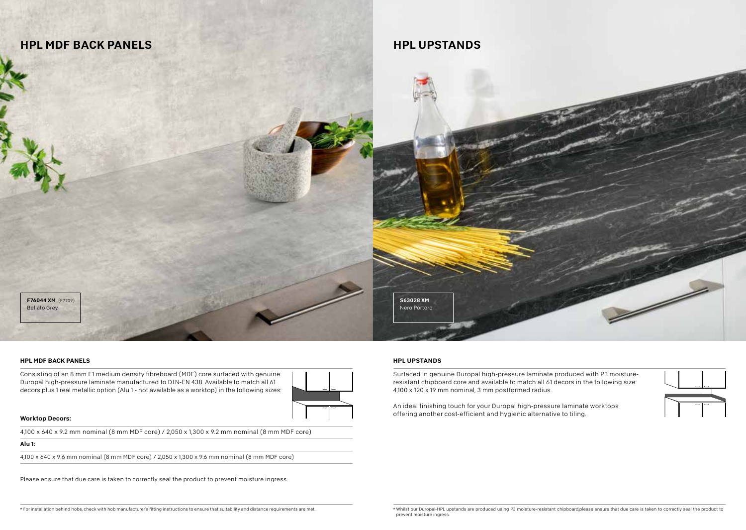# HPL MDF BACK PANELS

**F76044 XM** (F7709)
Bellato Grey

### HPL MDF BACK PANELS

Consisting of an 8 mm E1 medium density fibreboard (MDF) core surfaced with genuine Duropal high-pressure laminate manufactured to DIN-EN 438. Available to match all 61 decors plus 1 real metallic option (Alu 1 - not available as a worktop) in the following sizes:

**Worktop Decors:**

4,100 x 640 x 9.2 mm nominal (8 mm MDF core) / 2,050 x 1,300 x 9.2 mm nominal (8 mm MDF core)

**Alu 1:**

4,100 x 640 x 9.6 mm nominal (8 mm MDF core) / 2,050 x 1,300 x 9.6 mm nominal (8 mm MDF core)

Please ensure that due care is taken to correctly seal the product to prevent moisture ingress.

* For installation behind hobs, check with hob manufacturer's fitting instructions to ensure that suitability and distance requirements are met.

# HPL UPSTANDS

**S63028 XM**
Nero Portoro

### HPL UPSTANDS

Surfaced in genuine Duropal high-pressure laminate produced with P3 moisture-resistant chipboard core and available to match all 61 decors in the following size: 4,100 x 120 x 19 mm nominal, 3 mm postformed radius.

An ideal finishing touch for your Duropal high-pressure laminate worktops offering another cost-efficient and hygienic alternative to tiling.

* Whilst our Duropal-HPL upstands are produced using P3 moisture-resistant chipboard,please ensure that due care is taken to correctly seal the product to prevent moisture ingress.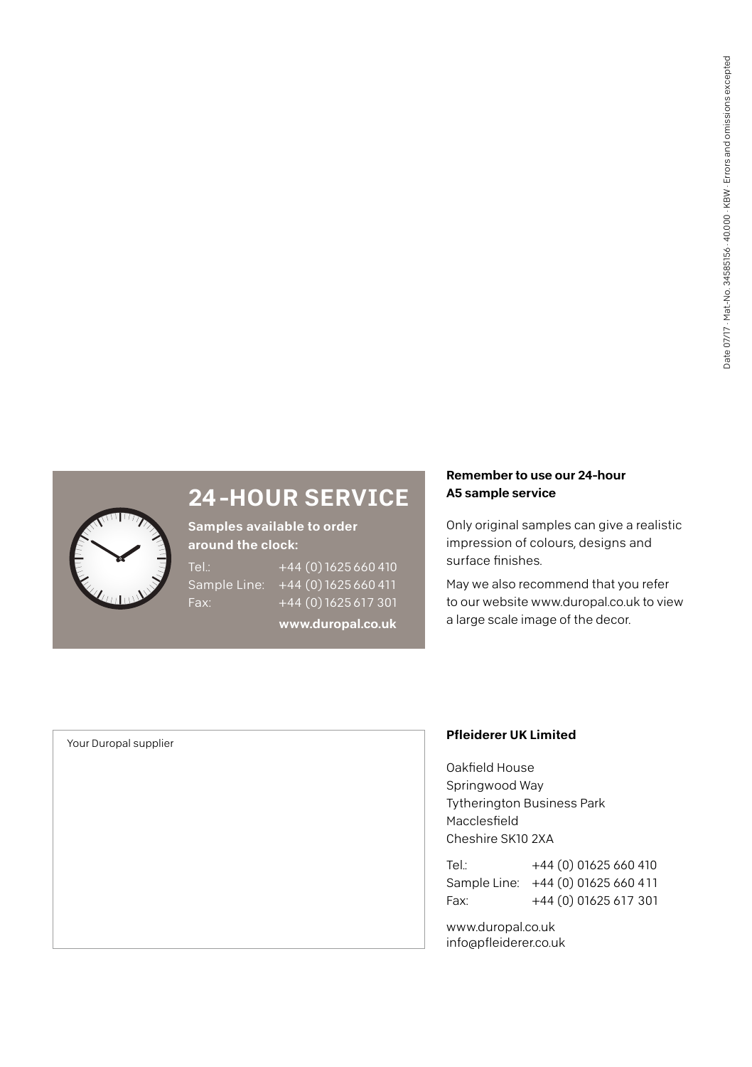## 24-HOUR SERVICE

**Samples available to order around the clock:**

| | |
|---|---|
| Tel.: | +44 (0) 1625 660 410 |
| Sample Line: | +44 (0) 1625 660 411 |
| Fax: | +44 (0) 1625 617 301 |

**www.duropal.co.uk**

**Remember to use our 24-hour A5 sample service**

Only original samples can give a realistic impression of colours, designs and surface finishes.

May we also recommend that you refer to our website www.duropal.co.uk to view a large scale image of the decor.

Your Duropal supplier

**Pfleiderer UK Limited**

Oakfield House
Springwood Way
Tytherington Business Park
Macclesfield
Cheshire SK10 2XA

| | |
|---|---|
| Tel.: | +44 (0) 01625 660 410 |
| Sample Line: | +44 (0) 01625 660 411 |
| Fax: | +44 (0) 01625 617 301 |

www.duropal.co.uk
info@pfleiderer.co.uk

Date 07/17 · Mat-No. 34585156 · 40.000 · KBW · Errors and omissions excepted